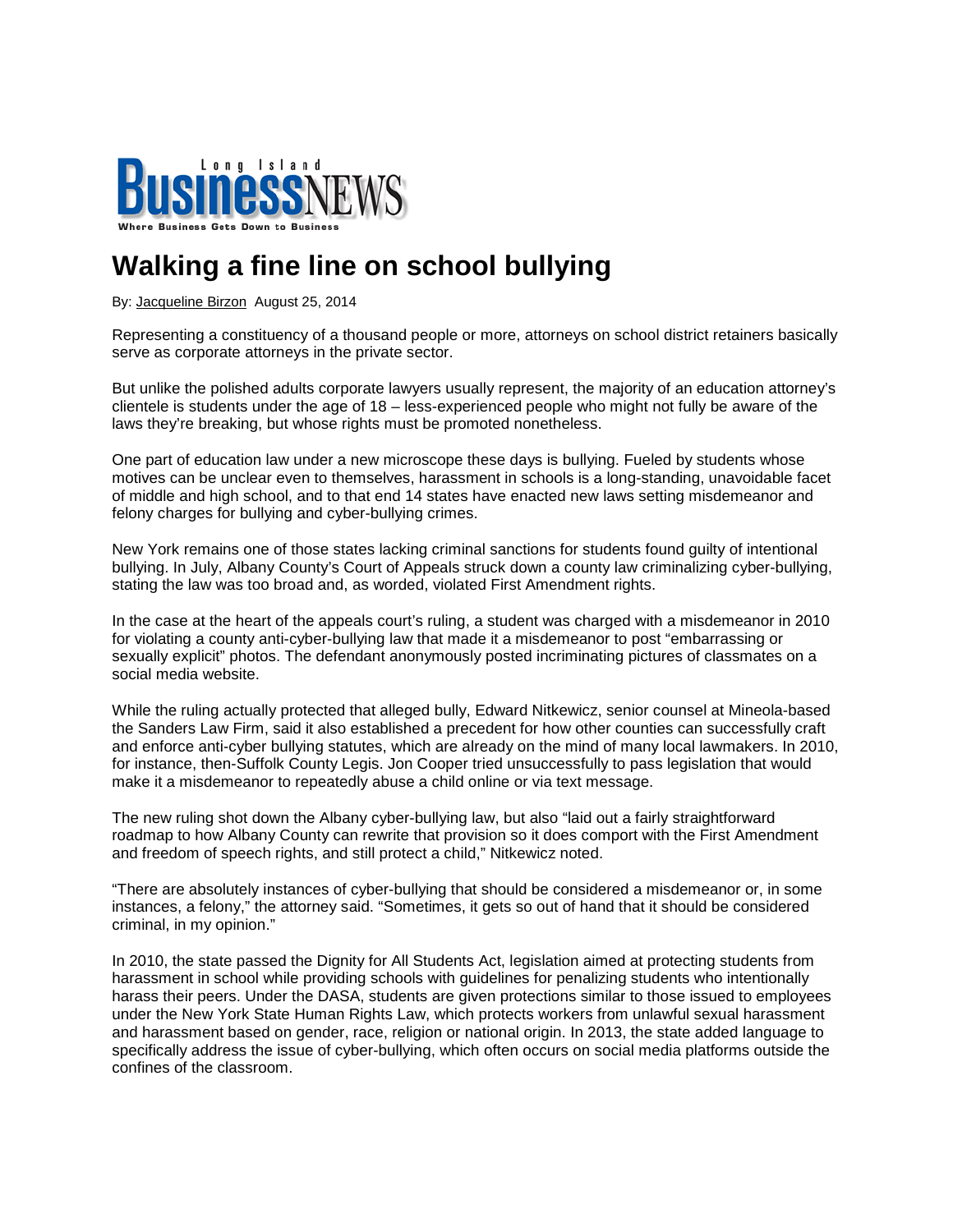Long Island **BusinessNEWS**

Where Business Gets Down to Business

# Walking a fine line on school bullying

By: Jacqueline Birzon August 25, 2014

Representing a constituency of a thousand people or more, attorneys on school district retainers basically serve as corporate attorneys in the private sector.

But unlike the polished adults corporate lawyers usually represent, the majority of an education attorney's clientele is students under the age of 18 – less-experienced people who might not fully be aware of the laws they're breaking, but whose rights must be promoted nonetheless.

One part of education law under a new microscope these days is bullying. Fueled by students whose motives can be unclear even to themselves, harassment in schools is a long-standing, unavoidable facet of middle and high school, and to that end 14 states have enacted new laws setting misdemeanor and felony charges for bullying and cyber-bullying crimes.

New York remains one of those states lacking criminal sanctions for students found guilty of intentional bullying. In July, Albany County's Court of Appeals struck down a county law criminalizing cyber-bullying, stating the law was too broad and, as worded, violated First Amendment rights.

In the case at the heart of the appeals court's ruling, a student was charged with a misdemeanor in 2010 for violating a county anti-cyber-bullying law that made it a misdemeanor to post "embarrassing or sexually explicit" photos. The defendant anonymously posted incriminating pictures of classmates on a social media website.

While the ruling actually protected that alleged bully, Edward Nitkewicz, senior counsel at Mineola-based the Sanders Law Firm, said it also established a precedent for how other counties can successfully craft and enforce anti-cyber bullying statutes, which are already on the mind of many local lawmakers. In 2010, for instance, then-Suffolk County Legis. Jon Cooper tried unsuccessfully to pass legislation that would make it a misdemeanor to repeatedly abuse a child online or via text message.

The new ruling shot down the Albany cyber-bullying law, but also "laid out a fairly straightforward roadmap to how Albany County can rewrite that provision so it does comport with the First Amendment and freedom of speech rights, and still protect a child," Nitkewicz noted.

"There are absolutely instances of cyber-bullying that should be considered a misdemeanor or, in some instances, a felony," the attorney said. "Sometimes, it gets so out of hand that it should be considered criminal, in my opinion."

In 2010, the state passed the Dignity for All Students Act, legislation aimed at protecting students from harassment in school while providing schools with guidelines for penalizing students who intentionally harass their peers. Under the DASA, students are given protections similar to those issued to employees under the New York State Human Rights Law, which protects workers from unlawful sexual harassment and harassment based on gender, race, religion or national origin. In 2013, the state added language to specifically address the issue of cyber-bullying, which often occurs on social media platforms outside the confines of the classroom.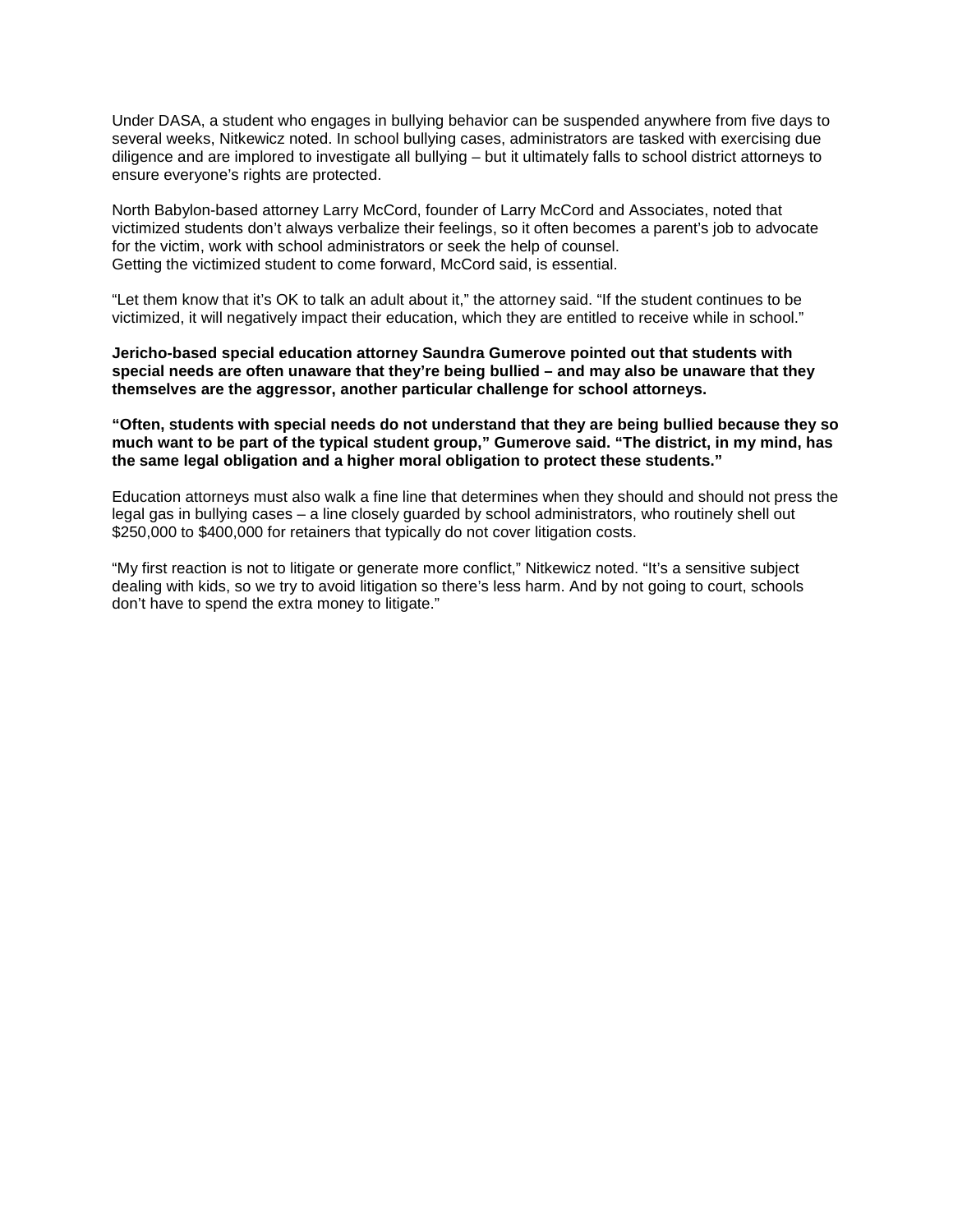Under DASA, a student who engages in bullying behavior can be suspended anywhere from five days to several weeks, Nitkewicz noted. In school bullying cases, administrators are tasked with exercising due diligence and are implored to investigate all bullying – but it ultimately falls to school district attorneys to ensure everyone's rights are protected.

North Babylon-based attorney Larry McCord, founder of Larry McCord and Associates, noted that victimized students don't always verbalize their feelings, so it often becomes a parent's job to advocate for the victim, work with school administrators or seek the help of counsel.
Getting the victimized student to come forward, McCord said, is essential.

"Let them know that it's OK to talk an adult about it," the attorney said. "If the student continues to be victimized, it will negatively impact their education, which they are entitled to receive while in school."

**Jericho-based special education attorney Saundra Gumerove pointed out that students with special needs are often unaware that they're being bullied – and may also be unaware that they themselves are the aggressor, another particular challenge for school attorneys.**

**"Often, students with special needs do not understand that they are being bullied because they so much want to be part of the typical student group," Gumerove said. "The district, in my mind, has the same legal obligation and a higher moral obligation to protect these students."**

Education attorneys must also walk a fine line that determines when they should and should not press the legal gas in bullying cases – a line closely guarded by school administrators, who routinely shell out $250,000 to $400,000 for retainers that typically do not cover litigation costs.

"My first reaction is not to litigate or generate more conflict," Nitkewicz noted. "It's a sensitive subject dealing with kids, so we try to avoid litigation so there's less harm. And by not going to court, schools don't have to spend the extra money to litigate."